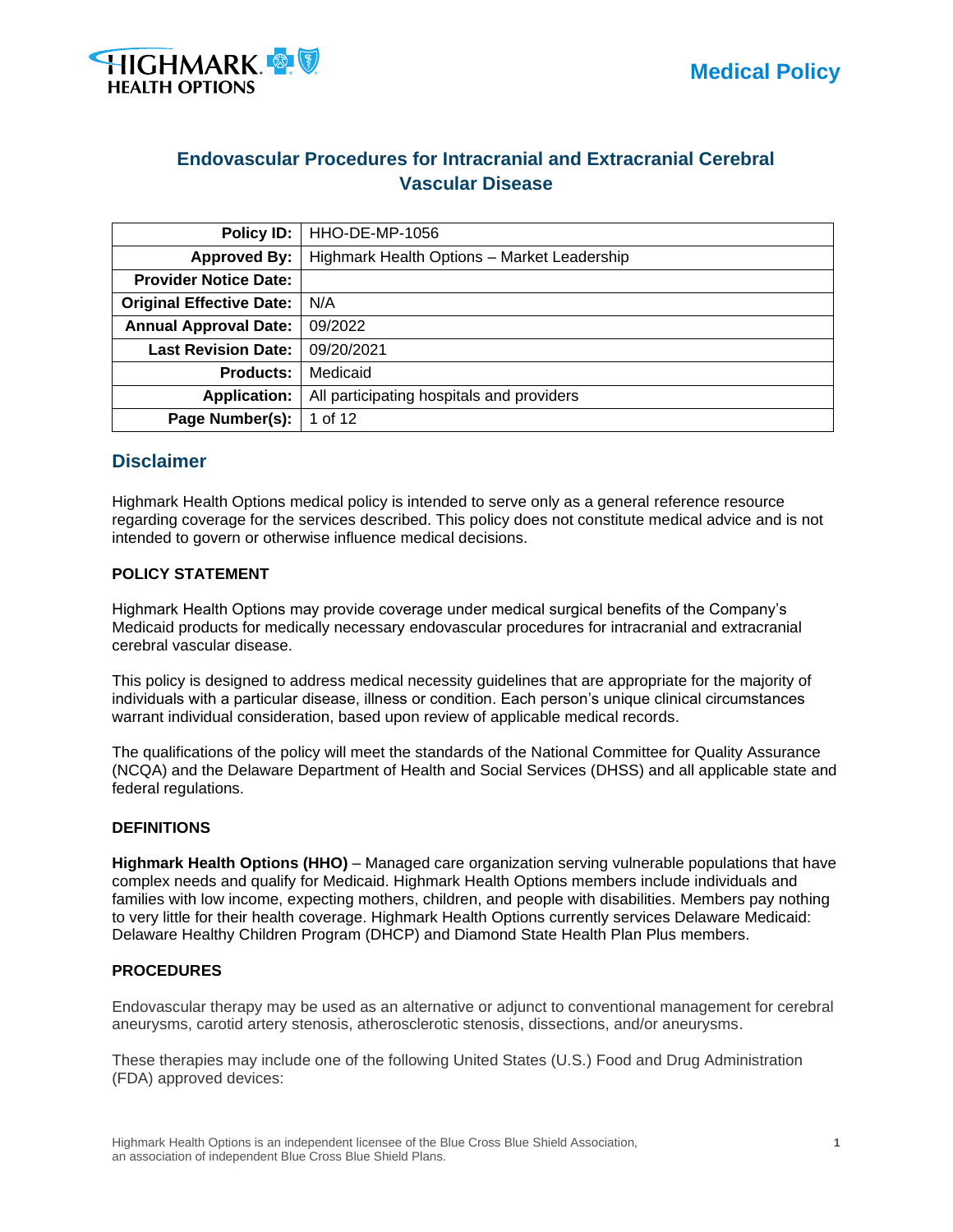Medical Policy

# Endovascular Procedures for Intracranial and Extracranial Cerebral Vascular Disease

| | |
|---|---|
| **Policy ID:** | HHO-DE-MP-1056 |
| **Approved By:** | Highmark Health Options – Market Leadership |
| **Provider Notice Date:** | |
| **Original Effective Date:** | N/A |
| **Annual Approval Date:** | 09/2022 |
| **Last Revision Date:** | 09/20/2021 |
| **Products:** | Medicaid |
| **Application:** | All participating hospitals and providers |
| **Page Number(s):** | 1 of 12 |

## Disclaimer

Highmark Health Options medical policy is intended to serve only as a general reference resource regarding coverage for the services described. This policy does not constitute medical advice and is not intended to govern or otherwise influence medical decisions.

**POLICY STATEMENT**

Highmark Health Options may provide coverage under medical surgical benefits of the Company's Medicaid products for medically necessary endovascular procedures for intracranial and extracranial cerebral vascular disease.

This policy is designed to address medical necessity guidelines that are appropriate for the majority of individuals with a particular disease, illness or condition. Each person's unique clinical circumstances warrant individual consideration, based upon review of applicable medical records.

The qualifications of the policy will meet the standards of the National Committee for Quality Assurance (NCQA) and the Delaware Department of Health and Social Services (DHSS) and all applicable state and federal regulations.

**DEFINITIONS**

**Highmark Health Options (HHO)** – Managed care organization serving vulnerable populations that have complex needs and qualify for Medicaid. Highmark Health Options members include individuals and families with low income, expecting mothers, children, and people with disabilities. Members pay nothing to very little for their health coverage. Highmark Health Options currently services Delaware Medicaid: Delaware Healthy Children Program (DHCP) and Diamond State Health Plan Plus members.

**PROCEDURES**

Endovascular therapy may be used as an alternative or adjunct to conventional management for cerebral aneurysms, carotid artery stenosis, atherosclerotic stenosis, dissections, and/or aneurysms.

These therapies may include one of the following United States (U.S.) Food and Drug Administration (FDA) approved devices: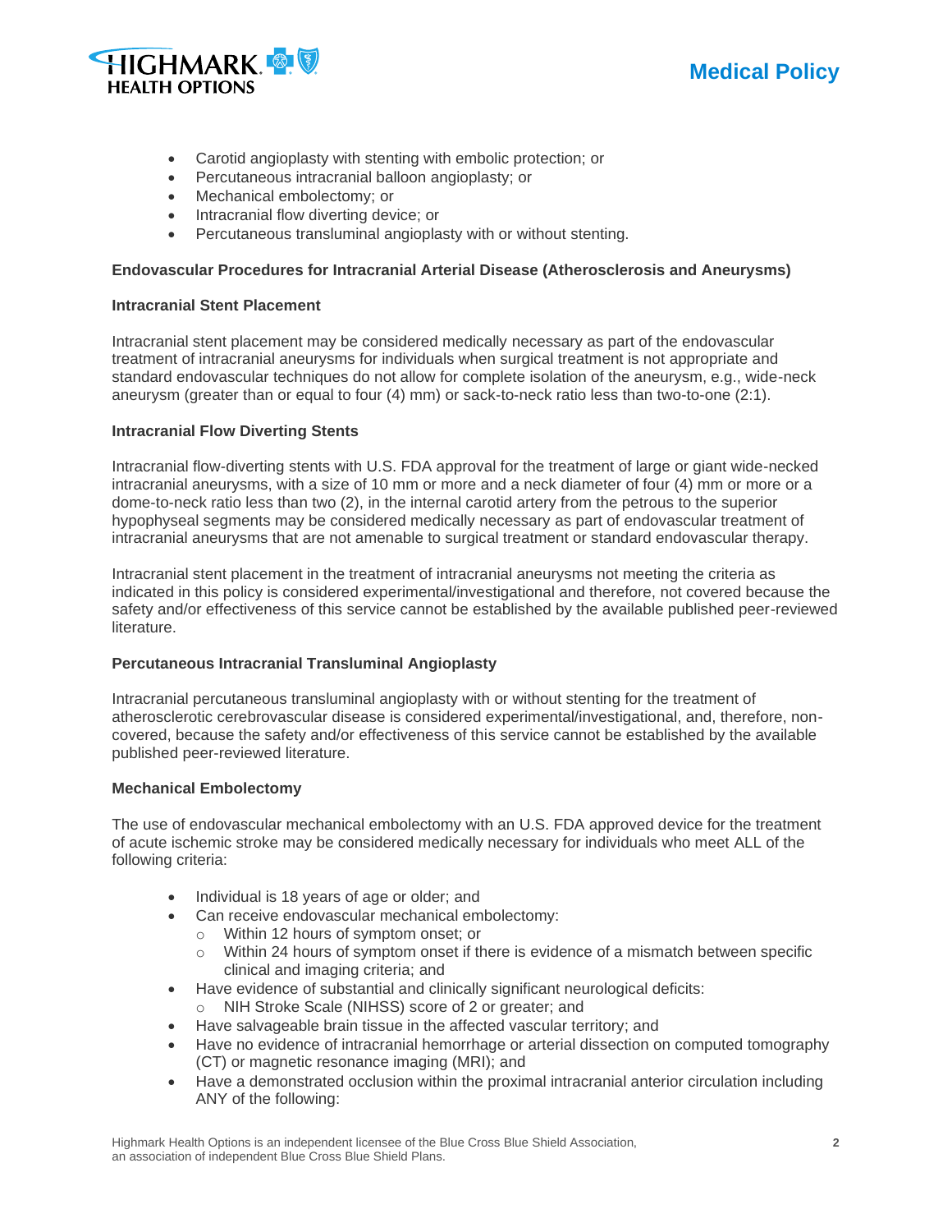- Carotid angioplasty with stenting with embolic protection; or
- Percutaneous intracranial balloon angioplasty; or
- Mechanical embolectomy; or
- Intracranial flow diverting device; or
- Percutaneous transluminal angioplasty with or without stenting.

**Endovascular Procedures for Intracranial Arterial Disease (Atherosclerosis and Aneurysms)**

**Intracranial Stent Placement**

Intracranial stent placement may be considered medically necessary as part of the endovascular treatment of intracranial aneurysms for individuals when surgical treatment is not appropriate and standard endovascular techniques do not allow for complete isolation of the aneurysm, e.g., wide-neck aneurysm (greater than or equal to four (4) mm) or sack-to-neck ratio less than two-to-one (2:1).

**Intracranial Flow Diverting Stents**

Intracranial flow-diverting stents with U.S. FDA approval for the treatment of large or giant wide-necked intracranial aneurysms, with a size of 10 mm or more and a neck diameter of four (4) mm or more or a dome-to-neck ratio less than two (2), in the internal carotid artery from the petrous to the superior hypophyseal segments may be considered medically necessary as part of endovascular treatment of intracranial aneurysms that are not amenable to surgical treatment or standard endovascular therapy.

Intracranial stent placement in the treatment of intracranial aneurysms not meeting the criteria as indicated in this policy is considered experimental/investigational and therefore, not covered because the safety and/or effectiveness of this service cannot be established by the available published peer-reviewed literature.

**Percutaneous Intracranial Transluminal Angioplasty**

Intracranial percutaneous transluminal angioplasty with or without stenting for the treatment of atherosclerotic cerebrovascular disease is considered experimental/investigational, and therefore, non-covered, because the safety and/or effectiveness of this service cannot be established by the available published peer-reviewed literature.

**Mechanical Embolectomy**

The use of endovascular mechanical embolectomy with an U.S. FDA approved device for the treatment of acute ischemic stroke may be considered medically necessary for individuals who meet ALL of the following criteria:

- Individual is 18 years of age or older; and
- Can receive endovascular mechanical embolectomy:
  - Within 12 hours of symptom onset; or
  - Within 24 hours of symptom onset if there is evidence of a mismatch between specific clinical and imaging criteria; and
- Have evidence of substantial and clinically significant neurological deficits:
  - NIH Stroke Scale (NIHSS) score of 2 or greater; and
- Have salvageable brain tissue in the affected vascular territory; and
- Have no evidence of intracranial hemorrhage or arterial dissection on computed tomography (CT) or magnetic resonance imaging (MRI); and
- Have a demonstrated occlusion within the proximal intracranial anterior circulation including ANY of the following: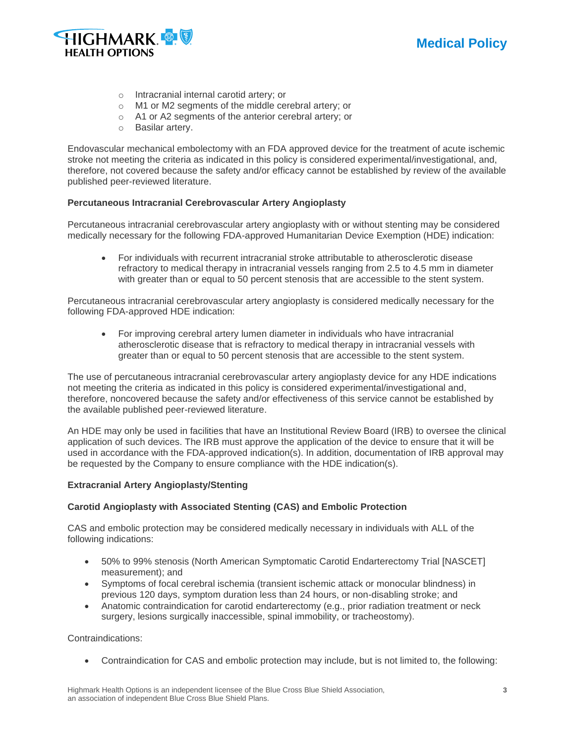- Intracranial internal carotid artery; or
- M1 or M2 segments of the middle cerebral artery; or
- A1 or A2 segments of the anterior cerebral artery; or
- Basilar artery.

Endovascular mechanical embolectomy with an FDA approved device for the treatment of acute ischemic stroke not meeting the criteria as indicated in this policy is considered experimental/investigational, and, therefore, not covered because the safety and/or efficacy cannot be established by review of the available published peer-reviewed literature.

**Percutaneous Intracranial Cerebrovascular Artery Angioplasty**

Percutaneous intracranial cerebrovascular artery angioplasty with or without stenting may be considered medically necessary for the following FDA-approved Humanitarian Device Exemption (HDE) indication:

- For individuals with recurrent intracranial stroke attributable to atherosclerotic disease refractory to medical therapy in intracranial vessels ranging from 2.5 to 4.5 mm in diameter with greater than or equal to 50 percent stenosis that are accessible to the stent system.

Percutaneous intracranial cerebrovascular artery angioplasty is considered medically necessary for the following FDA-approved HDE indication:

- For improving cerebral artery lumen diameter in individuals who have intracranial atherosclerotic disease that is refractory to medical therapy in intracranial vessels with greater than or equal to 50 percent stenosis that are accessible to the stent system.

The use of percutaneous intracranial cerebrovascular artery angioplasty device for any HDE indications not meeting the criteria as indicated in this policy is considered experimental/investigational and, therefore, noncovered because the safety and/or effectiveness of this service cannot be established by the available published peer-reviewed literature.

An HDE may only be used in facilities that have an Institutional Review Board (IRB) to oversee the clinical application of such devices. The IRB must approve the application of the device to ensure that it will be used in accordance with the FDA-approved indication(s). In addition, documentation of IRB approval may be requested by the Company to ensure compliance with the HDE indication(s).

**Extracranial Artery Angioplasty/Stenting**

**Carotid Angioplasty with Associated Stenting (CAS) and Embolic Protection**

CAS and embolic protection may be considered medically necessary in individuals with ALL of the following indications:

- 50% to 99% stenosis (North American Symptomatic Carotid Endarterectomy Trial [NASCET] measurement); and
- Symptoms of focal cerebral ischemia (transient ischemic attack or monocular blindness) in previous 120 days, symptom duration less than 24 hours, or non-disabling stroke; and
- Anatomic contraindication for carotid endarterectomy (e.g., prior radiation treatment or neck surgery, lesions surgically inaccessible, spinal immobility, or tracheostomy).

Contraindications:

- Contraindication for CAS and embolic protection may include, but is not limited to, the following: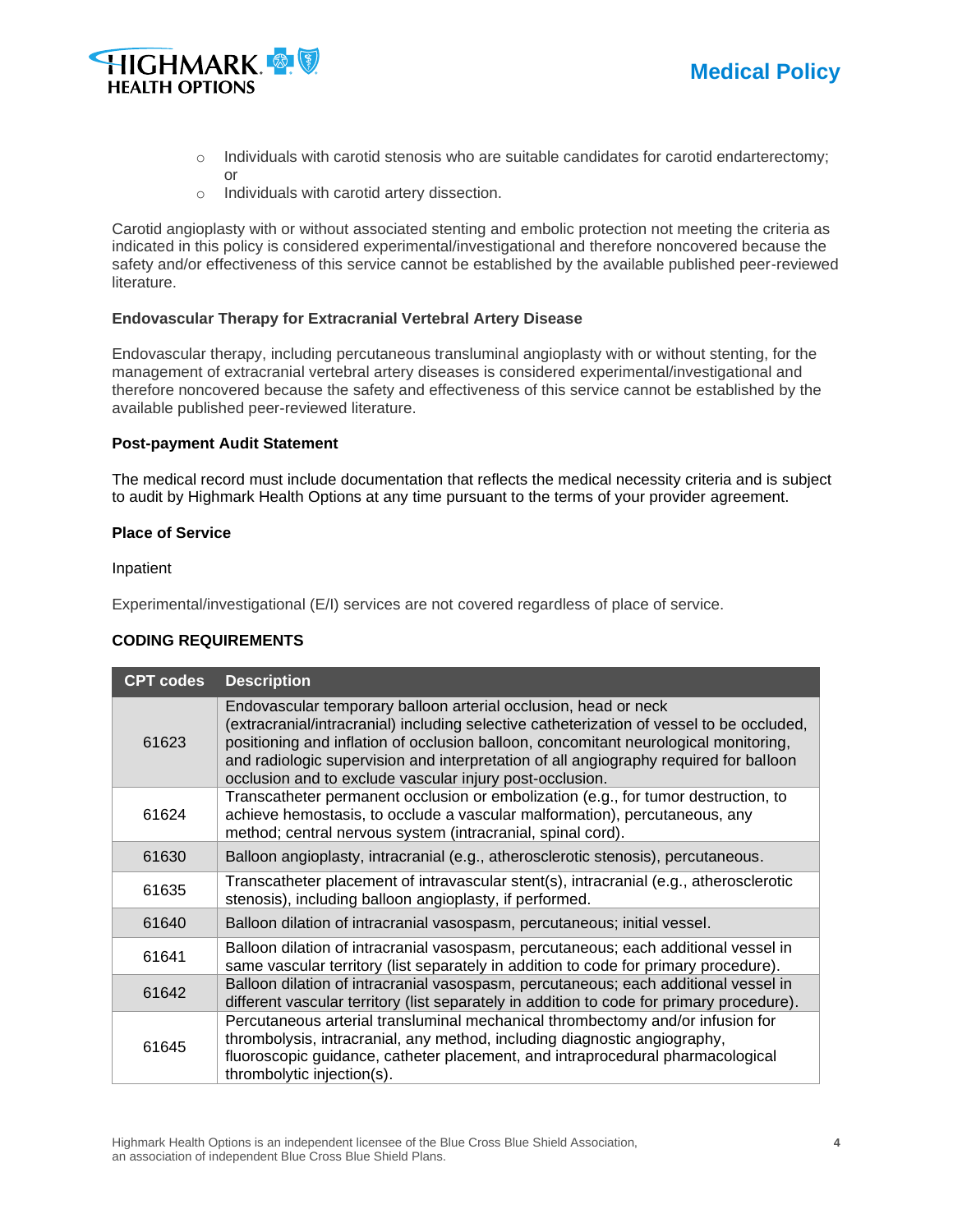- Individuals with carotid stenosis who are suitable candidates for carotid endarterectomy; or
- Individuals with carotid artery dissection.

Carotid angioplasty with or without associated stenting and embolic protection not meeting the criteria as indicated in this policy is considered experimental/investigational and therefore noncovered because the safety and/or effectiveness of this service cannot be established by the available published peer-reviewed literature.

**Endovascular Therapy for Extracranial Vertebral Artery Disease**

Endovascular therapy, including percutaneous transluminal angioplasty with or without stenting, for the management of extracranial vertebral artery diseases is considered experimental/investigational and therefore noncovered because the safety and effectiveness of this service cannot be established by the available published peer-reviewed literature.

**Post-payment Audit Statement**

The medical record must include documentation that reflects the medical necessity criteria and is subject to audit by Highmark Health Options at any time pursuant to the terms of your provider agreement.

**Place of Service**

Inpatient

Experimental/investigational (E/I) services are not covered regardless of place of service.

## CODING REQUIREMENTS

| CPT codes | Description |
|---|---|
| 61623 | Endovascular temporary balloon arterial occlusion, head or neck (extracranial/intracranial) including selective catheterization of vessel to be occluded, positioning and inflation of occlusion balloon, concomitant neurological monitoring, and radiologic supervision and interpretation of all angiography required for balloon occlusion and to exclude vascular injury post-occlusion. |
| 61624 | Transcatheter permanent occlusion or embolization (e.g., for tumor destruction, to achieve hemostasis, to occlude a vascular malformation), percutaneous, any method; central nervous system (intracranial, spinal cord). |
| 61630 | Balloon angioplasty, intracranial (e.g., atherosclerotic stenosis), percutaneous. |
| 61635 | Transcatheter placement of intravascular stent(s), intracranial (e.g., atherosclerotic stenosis), including balloon angioplasty, if performed. |
| 61640 | Balloon dilation of intracranial vasospasm, percutaneous; initial vessel. |
| 61641 | Balloon dilation of intracranial vasospasm, percutaneous; each additional vessel in same vascular territory (list separately in addition to code for primary procedure). |
| 61642 | Balloon dilation of intracranial vasospasm, percutaneous; each additional vessel in different vascular territory (list separately in addition to code for primary procedure). |
| 61645 | Percutaneous arterial transluminal mechanical thrombectomy and/or infusion for thrombolysis, intracranial, any method, including diagnostic angiography, fluoroscopic guidance, catheter placement, and intraprocedural pharmacological thrombolytic injection(s). |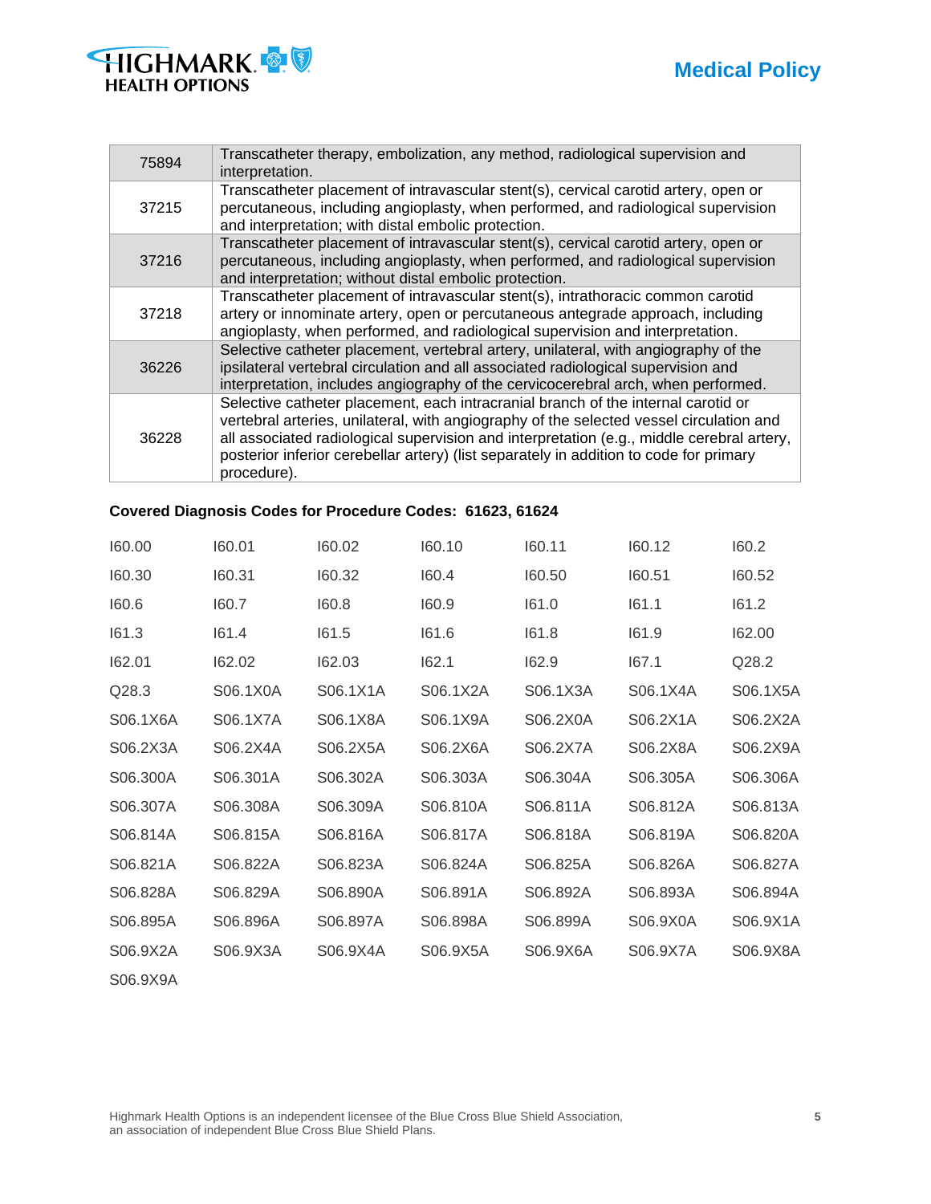| | |
|---|---|
| 75894 | Transcatheter therapy, embolization, any method, radiological supervision and interpretation. |
| 37215 | Transcatheter placement of intravascular stent(s), cervical carotid artery, open or percutaneous, including angioplasty, when performed, and radiological supervision and interpretation; with distal embolic protection. |
| 37216 | Transcatheter placement of intravascular stent(s), cervical carotid artery, open or percutaneous, including angioplasty, when performed, and radiological supervision and interpretation; without distal embolic protection. |
| 37218 | Transcatheter placement of intravascular stent(s), intrathoracic common carotid artery or innominate artery, open or percutaneous antegrade approach, including angioplasty, when performed, and radiological supervision and interpretation. |
| 36226 | Selective catheter placement, vertebral artery, unilateral, with angiography of the ipsilateral vertebral circulation and all associated radiological supervision and interpretation, includes angiography of the cervicocerebral arch, when performed. |
| 36228 | Selective catheter placement, each intracranial branch of the internal carotid or vertebral arteries, unilateral, with angiography of the selected vessel circulation and all associated radiological supervision and interpretation (e.g., middle cerebral artery, posterior inferior cerebellar artery) (list separately in addition to code for primary procedure). |

**Covered Diagnosis Codes for Procedure Codes: 61623, 61624**

| | | | | | | |
|---|---|---|---|---|---|---|
| I60.00 | I60.01 | I60.02 | I60.10 | I60.11 | I60.12 | I60.2 |
| I60.30 | I60.31 | I60.32 | I60.4 | I60.50 | I60.51 | I60.52 |
| I60.6 | I60.7 | I60.8 | I60.9 | I61.0 | I61.1 | I61.2 |
| I61.3 | I61.4 | I61.5 | I61.6 | I61.8 | I61.9 | I62.00 |
| I62.01 | I62.02 | I62.03 | I62.1 | I62.9 | I67.1 | Q28.2 |
| Q28.3 | S06.1X0A | S06.1X1A | S06.1X2A | S06.1X3A | S06.1X4A | S06.1X5A |
| S06.1X6A | S06.1X7A | S06.1X8A | S06.1X9A | S06.2X0A | S06.2X1A | S06.2X2A |
| S06.2X3A | S06.2X4A | S06.2X5A | S06.2X6A | S06.2X7A | S06.2X8A | S06.2X9A |
| S06.300A | S06.301A | S06.302A | S06.303A | S06.304A | S06.305A | S06.306A |
| S06.307A | S06.308A | S06.309A | S06.810A | S06.811A | S06.812A | S06.813A |
| S06.814A | S06.815A | S06.816A | S06.817A | S06.818A | S06.819A | S06.820A |
| S06.821A | S06.822A | S06.823A | S06.824A | S06.825A | S06.826A | S06.827A |
| S06.828A | S06.829A | S06.890A | S06.891A | S06.892A | S06.893A | S06.894A |
| S06.895A | S06.896A | S06.897A | S06.898A | S06.899A | S06.9X0A | S06.9X1A |
| S06.9X2A | S06.9X3A | S06.9X4A | S06.9X5A | S06.9X6A | S06.9X7A | S06.9X8A |
| S06.9X9A | | | | | | |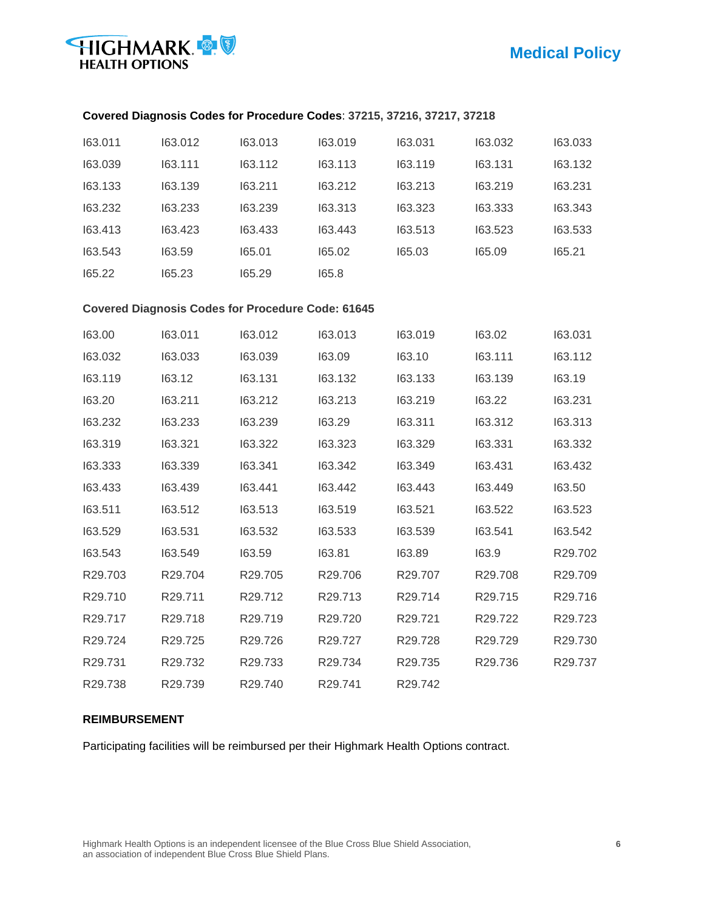**Covered Diagnosis Codes for Procedure Codes**: **37215, 37216, 37217, 37218**

| | | | | | | |
|---|---|---|---|---|---|---|
| I63.011 | I63.012 | I63.013 | I63.019 | I63.031 | I63.032 | I63.033 |
| I63.039 | I63.111 | I63.112 | I63.113 | I63.119 | I63.131 | I63.132 |
| I63.133 | I63.139 | I63.211 | I63.212 | I63.213 | I63.219 | I63.231 |
| I63.232 | I63.233 | I63.239 | I63.313 | I63.323 | I63.333 | I63.343 |
| I63.413 | I63.423 | I63.433 | I63.443 | I63.513 | I63.523 | I63.533 |
| I63.543 | I63.59 | I65.01 | I65.02 | I65.03 | I65.09 | I65.21 |
| I65.22 | I65.23 | I65.29 | I65.8 | | | |

**Covered Diagnosis Codes for Procedure Code: 61645**

| | | | | | | |
|---|---|---|---|---|---|---|
| I63.00 | I63.011 | I63.012 | I63.013 | I63.019 | I63.02 | I63.031 |
| I63.032 | I63.033 | I63.039 | I63.09 | I63.10 | I63.111 | I63.112 |
| I63.119 | I63.12 | I63.131 | I63.132 | I63.133 | I63.139 | I63.19 |
| I63.20 | I63.211 | I63.212 | I63.213 | I63.219 | I63.22 | I63.231 |
| I63.232 | I63.233 | I63.239 | I63.29 | I63.311 | I63.312 | I63.313 |
| I63.319 | I63.321 | I63.322 | I63.323 | I63.329 | I63.331 | I63.332 |
| I63.333 | I63.339 | I63.341 | I63.342 | I63.349 | I63.431 | I63.432 |
| I63.433 | I63.439 | I63.441 | I63.442 | I63.443 | I63.449 | I63.50 |
| I63.511 | I63.512 | I63.513 | I63.519 | I63.521 | I63.522 | I63.523 |
| I63.529 | I63.531 | I63.532 | I63.533 | I63.539 | I63.541 | I63.542 |
| I63.543 | I63.549 | I63.59 | I63.81 | I63.89 | I63.9 | R29.702 |
| R29.703 | R29.704 | R29.705 | R29.706 | R29.707 | R29.708 | R29.709 |
| R29.710 | R29.711 | R29.712 | R29.713 | R29.714 | R29.715 | R29.716 |
| R29.717 | R29.718 | R29.719 | R29.720 | R29.721 | R29.722 | R29.723 |
| R29.724 | R29.725 | R29.726 | R29.727 | R29.728 | R29.729 | R29.730 |
| R29.731 | R29.732 | R29.733 | R29.734 | R29.735 | R29.736 | R29.737 |
| R29.738 | R29.739 | R29.740 | R29.741 | R29.742 | | |

**REIMBURSEMENT**

Participating facilities will be reimbursed per their Highmark Health Options contract.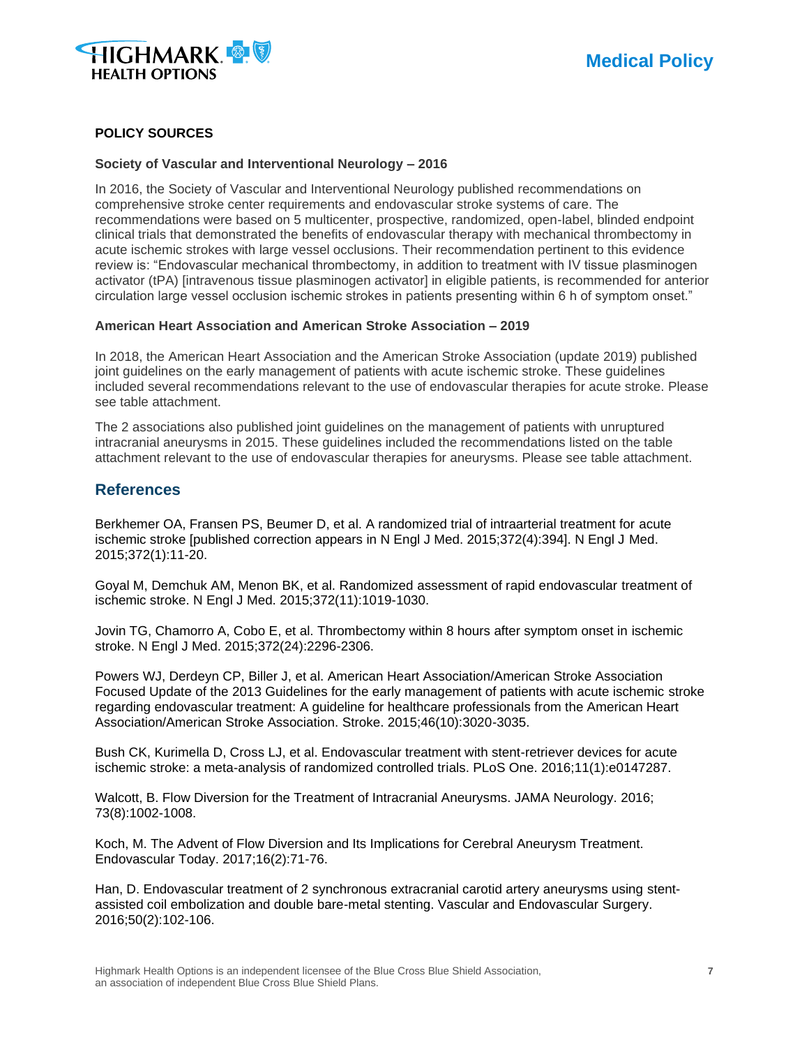### POLICY SOURCES

**Society of Vascular and Interventional Neurology – 2016**

In 2016, the Society of Vascular and Interventional Neurology published recommendations on comprehensive stroke center requirements and endovascular stroke systems of care. The recommendations were based on 5 multicenter, prospective, randomized, open-label, blinded endpoint clinical trials that demonstrated the benefits of endovascular therapy with mechanical thrombectomy in acute ischemic strokes with large vessel occlusions. Their recommendation pertinent to this evidence review is: "Endovascular mechanical thrombectomy, in addition to treatment with IV tissue plasminogen activator (tPA) [intravenous tissue plasminogen activator] in eligible patients, is recommended for anterior circulation large vessel occlusion ischemic strokes in patients presenting within 6 h of symptom onset."

**American Heart Association and American Stroke Association – 2019**

In 2018, the American Heart Association and the American Stroke Association (update 2019) published joint guidelines on the early management of patients with acute ischemic stroke. These guidelines included several recommendations relevant to the use of endovascular therapies for acute stroke. Please see table attachment.

The 2 associations also published joint guidelines on the management of patients with unruptured intracranial aneurysms in 2015. These guidelines included the recommendations listed on the table attachment relevant to the use of endovascular therapies for aneurysms. Please see table attachment.

## References

Berkhemer OA, Fransen PS, Beumer D, et al. A randomized trial of intraarterial treatment for acute ischemic stroke [published correction appears in N Engl J Med. 2015;372(4):394]. N Engl J Med. 2015;372(1):11-20.

Goyal M, Demchuk AM, Menon BK, et al. Randomized assessment of rapid endovascular treatment of ischemic stroke. N Engl J Med. 2015;372(11):1019-1030.

Jovin TG, Chamorro A, Cobo E, et al. Thrombectomy within 8 hours after symptom onset in ischemic stroke. N Engl J Med. 2015;372(24):2296-2306.

Powers WJ, Derdeyn CP, Biller J, et al. American Heart Association/American Stroke Association Focused Update of the 2013 Guidelines for the early management of patients with acute ischemic stroke regarding endovascular treatment: A guideline for healthcare professionals from the American Heart Association/American Stroke Association. Stroke. 2015;46(10):3020-3035.

Bush CK, Kurimella D, Cross LJ, et al. Endovascular treatment with stent-retriever devices for acute ischemic stroke: a meta-analysis of randomized controlled trials. PLoS One. 2016;11(1):e0147287.

Walcott, B. Flow Diversion for the Treatment of Intracranial Aneurysms. JAMA Neurology. 2016; 73(8):1002-1008.

Koch, M. The Advent of Flow Diversion and Its Implications for Cerebral Aneurysm Treatment. Endovascular Today. 2017;16(2):71-76.

Han, D. Endovascular treatment of 2 synchronous extracranial carotid artery aneurysms using stent-assisted coil embolization and double bare-metal stenting. Vascular and Endovascular Surgery. 2016;50(2):102-106.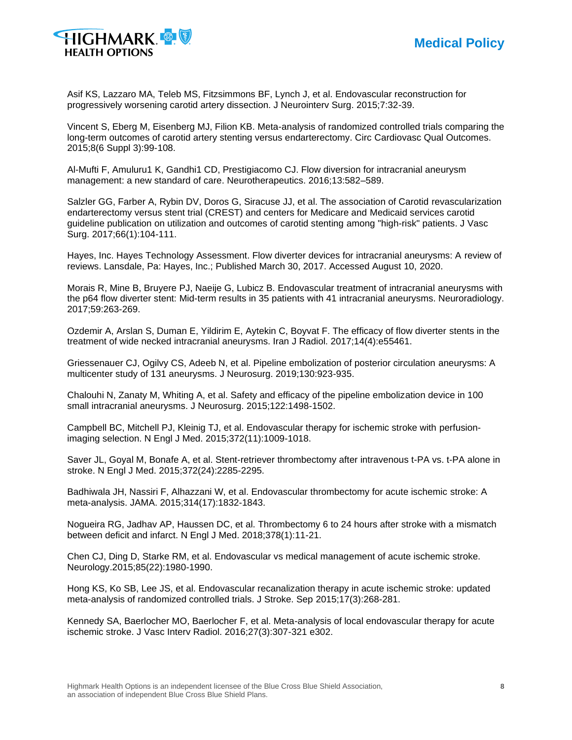Asif KS, Lazzaro MA, Teleb MS, Fitzsimmons BF, Lynch J, et al. Endovascular reconstruction for progressively worsening carotid artery dissection. J Neurointerv Surg. 2015;7:32-39.

Vincent S, Eberg M, Eisenberg MJ, Filion KB. Meta-analysis of randomized controlled trials comparing the long-term outcomes of carotid artery stenting versus endarterectomy. Circ Cardiovasc Qual Outcomes. 2015;8(6 Suppl 3):99-108.

Al-Mufti F, Amuluru1 K, Gandhi1 CD, Prestigiacomo CJ. Flow diversion for intracranial aneurysm management: a new standard of care. Neurotherapeutics. 2016;13:582–589.

Salzler GG, Farber A, Rybin DV, Doros G, Siracuse JJ, et al. The association of Carotid revascularization endarterectomy versus stent trial (CREST) and centers for Medicare and Medicaid services carotid guideline publication on utilization and outcomes of carotid stenting among "high-risk" patients. J Vasc Surg. 2017;66(1):104-111.

Hayes, Inc. Hayes Technology Assessment. Flow diverter devices for intracranial aneurysms: A review of reviews. Lansdale, Pa: Hayes, Inc.; Published March 30, 2017. Accessed August 10, 2020.

Morais R, Mine B, Bruyere PJ, Naeije G, Lubicz B. Endovascular treatment of intracranial aneurysms with the p64 flow diverter stent: Mid-term results in 35 patients with 41 intracranial aneurysms. Neuroradiology. 2017;59:263-269.

Ozdemir A, Arslan S, Duman E, Yildirim E, Aytekin C, Boyvat F. The efficacy of flow diverter stents in the treatment of wide necked intracranial aneurysms. Iran J Radiol. 2017;14(4):e55461.

Griessenauer CJ, Ogilvy CS, Adeeb N, et al. Pipeline embolization of posterior circulation aneurysms: A multicenter study of 131 aneurysms. J Neurosurg. 2019;130:923-935.

Chalouhi N, Zanaty M, Whiting A, et al. Safety and efficacy of the pipeline embolization device in 100 small intracranial aneurysms. J Neurosurg. 2015;122:1498-1502.

Campbell BC, Mitchell PJ, Kleinig TJ, et al. Endovascular therapy for ischemic stroke with perfusion-imaging selection. N Engl J Med. 2015;372(11):1009-1018.

Saver JL, Goyal M, Bonafe A, et al. Stent-retriever thrombectomy after intravenous t-PA vs. t-PA alone in stroke. N Engl J Med. 2015;372(24):2285-2295.

Badhiwala JH, Nassiri F, Alhazzani W, et al. Endovascular thrombectomy for acute ischemic stroke: A meta-analysis. JAMA. 2015;314(17):1832-1843.

Nogueira RG, Jadhav AP, Haussen DC, et al. Thrombectomy 6 to 24 hours after stroke with a mismatch between deficit and infarct. N Engl J Med. 2018;378(1):11-21.

Chen CJ, Ding D, Starke RM, et al. Endovascular vs medical management of acute ischemic stroke. Neurology.2015;85(22):1980-1990.

Hong KS, Ko SB, Lee JS, et al. Endovascular recanalization therapy in acute ischemic stroke: updated meta-analysis of randomized controlled trials. J Stroke. Sep 2015;17(3):268-281.

Kennedy SA, Baerlocher MO, Baerlocher F, et al. Meta-analysis of local endovascular therapy for acute ischemic stroke. J Vasc Interv Radiol. 2016;27(3):307-321 e302.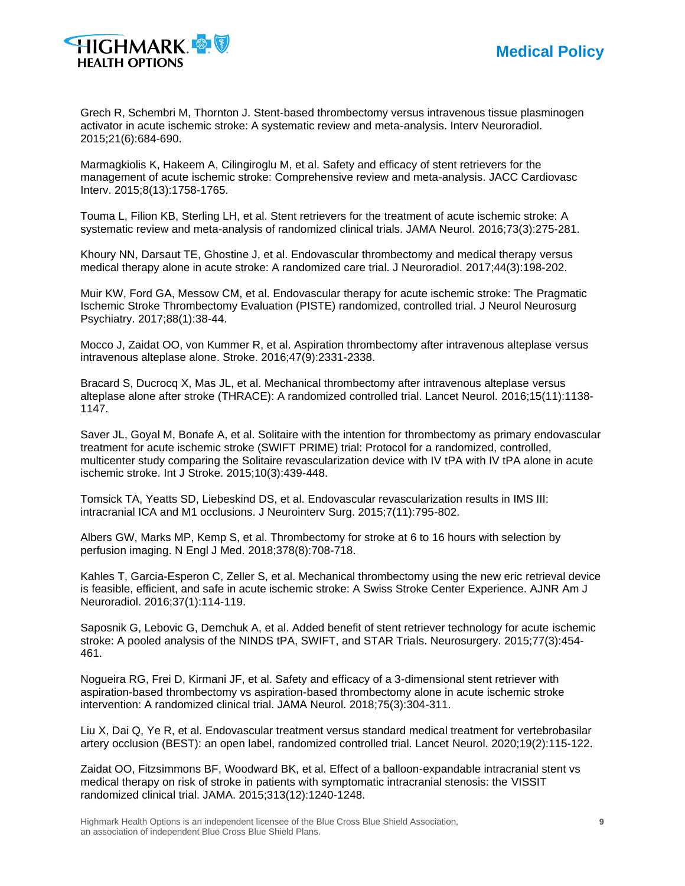Grech R, Schembri M, Thornton J. Stent-based thrombectomy versus intravenous tissue plasminogen activator in acute ischemic stroke: A systematic review and meta-analysis. Interv Neuroradiol. 2015;21(6):684-690.

Marmagkiolis K, Hakeem A, Cilingiroglu M, et al. Safety and efficacy of stent retrievers for the management of acute ischemic stroke: Comprehensive review and meta-analysis. JACC Cardiovasc Interv. 2015;8(13):1758-1765.

Touma L, Filion KB, Sterling LH, et al. Stent retrievers for the treatment of acute ischemic stroke: A systematic review and meta-analysis of randomized clinical trials. JAMA Neurol. 2016;73(3):275-281.

Khoury NN, Darsaut TE, Ghostine J, et al. Endovascular thrombectomy and medical therapy versus medical therapy alone in acute stroke: A randomized care trial. J Neuroradiol. 2017;44(3):198-202.

Muir KW, Ford GA, Messow CM, et al. Endovascular therapy for acute ischemic stroke: The Pragmatic Ischemic Stroke Thrombectomy Evaluation (PISTE) randomized, controlled trial. J Neurol Neurosurg Psychiatry. 2017;88(1):38-44.

Mocco J, Zaidat OO, von Kummer R, et al. Aspiration thrombectomy after intravenous alteplase versus intravenous alteplase alone. Stroke. 2016;47(9):2331-2338.

Bracard S, Ducrocq X, Mas JL, et al. Mechanical thrombectomy after intravenous alteplase versus alteplase alone after stroke (THRACE): A randomized controlled trial. Lancet Neurol. 2016;15(11):1138-1147.

Saver JL, Goyal M, Bonafe A, et al. Solitaire with the intention for thrombectomy as primary endovascular treatment for acute ischemic stroke (SWIFT PRIME) trial: Protocol for a randomized, controlled, multicenter study comparing the Solitaire revascularization device with IV tPA with IV tPA alone in acute ischemic stroke. Int J Stroke. 2015;10(3):439-448.

Tomsick TA, Yeatts SD, Liebeskind DS, et al. Endovascular revascularization results in IMS III: intracranial ICA and M1 occlusions. J Neurointerv Surg. 2015;7(11):795-802.

Albers GW, Marks MP, Kemp S, et al. Thrombectomy for stroke at 6 to 16 hours with selection by perfusion imaging. N Engl J Med. 2018;378(8):708-718.

Kahles T, Garcia-Esperon C, Zeller S, et al. Mechanical thrombectomy using the new eric retrieval device is feasible, efficient, and safe in acute ischemic stroke: A Swiss Stroke Center Experience. AJNR Am J Neuroradiol. 2016;37(1):114-119.

Saposnik G, Lebovic G, Demchuk A, et al. Added benefit of stent retriever technology for acute ischemic stroke: A pooled analysis of the NINDS tPA, SWIFT, and STAR Trials. Neurosurgery. 2015;77(3):454-461.

Nogueira RG, Frei D, Kirmani JF, et al. Safety and efficacy of a 3-dimensional stent retriever with aspiration-based thrombectomy vs aspiration-based thrombectomy alone in acute ischemic stroke intervention: A randomized clinical trial. JAMA Neurol. 2018;75(3):304-311.

Liu X, Dai Q, Ye R, et al. Endovascular treatment versus standard medical treatment for vertebrobasilar artery occlusion (BEST): an open label, randomized controlled trial. Lancet Neurol. 2020;19(2):115-122.

Zaidat OO, Fitzsimmons BF, Woodward BK, et al. Effect of a balloon-expandable intracranial stent vs medical therapy on risk of stroke in patients with symptomatic intracranial stenosis: the VISSIT randomized clinical trial. JAMA. 2015;313(12):1240-1248.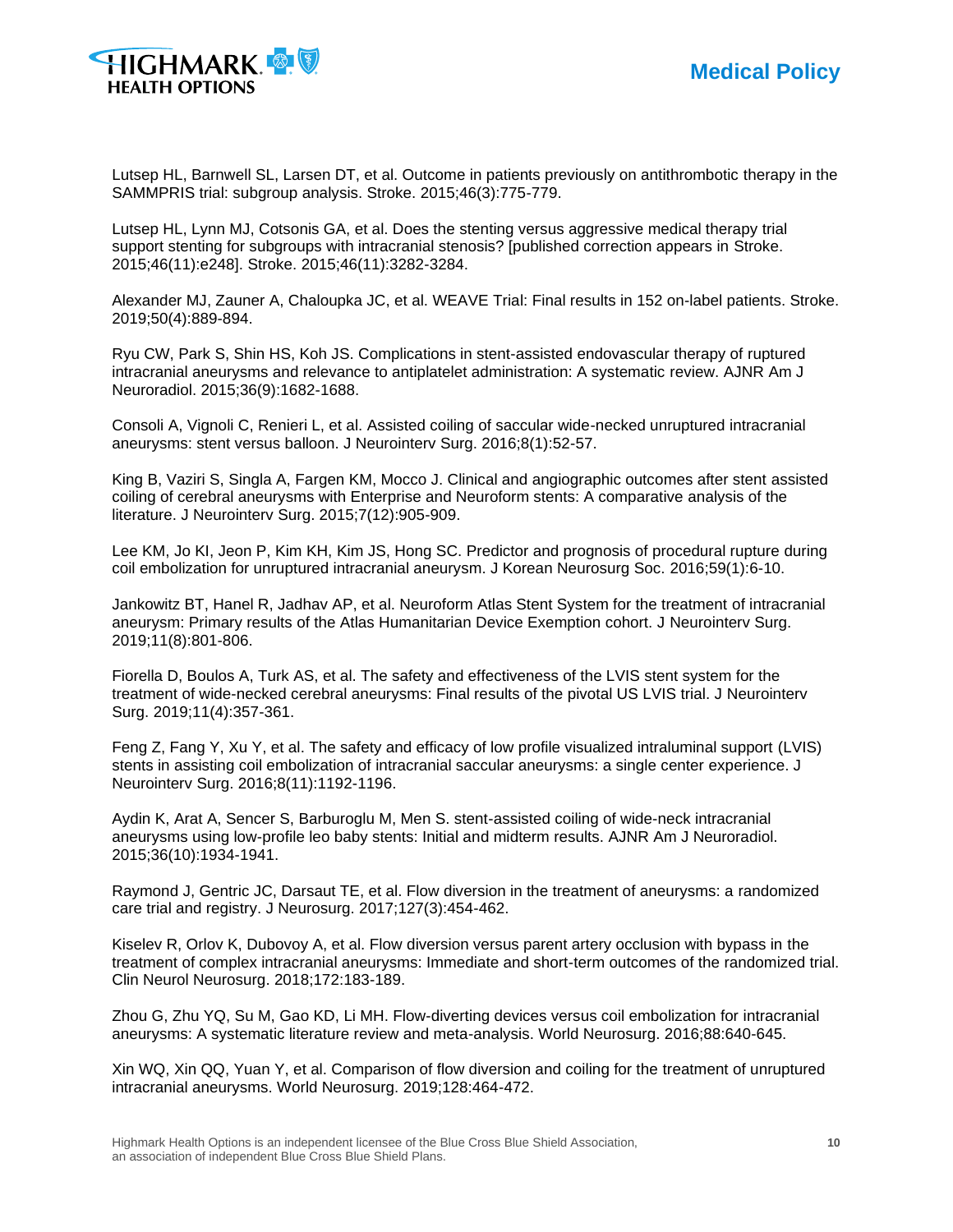Lutsep HL, Barnwell SL, Larsen DT, et al. Outcome in patients previously on antithrombotic therapy in the SAMMPRIS trial: subgroup analysis. Stroke. 2015;46(3):775-779.

Lutsep HL, Lynn MJ, Cotsonis GA, et al. Does the stenting versus aggressive medical therapy trial support stenting for subgroups with intracranial stenosis? [published correction appears in Stroke. 2015;46(11):e248]. Stroke. 2015;46(11):3282-3284.

Alexander MJ, Zauner A, Chaloupka JC, et al. WEAVE Trial: Final results in 152 on-label patients. Stroke. 2019;50(4):889-894.

Ryu CW, Park S, Shin HS, Koh JS. Complications in stent-assisted endovascular therapy of ruptured intracranial aneurysms and relevance to antiplatelet administration: A systematic review. AJNR Am J Neuroradiol. 2015;36(9):1682-1688.

Consoli A, Vignoli C, Renieri L, et al. Assisted coiling of saccular wide-necked unruptured intracranial aneurysms: stent versus balloon. J Neurointerv Surg. 2016;8(1):52-57.

King B, Vaziri S, Singla A, Fargen KM, Mocco J. Clinical and angiographic outcomes after stent assisted coiling of cerebral aneurysms with Enterprise and Neuroform stents: A comparative analysis of the literature. J Neurointerv Surg. 2015;7(12):905-909.

Lee KM, Jo KI, Jeon P, Kim KH, Kim JS, Hong SC. Predictor and prognosis of procedural rupture during coil embolization for unruptured intracranial aneurysm. J Korean Neurosurg Soc. 2016;59(1):6-10.

Jankowitz BT, Hanel R, Jadhav AP, et al. Neuroform Atlas Stent System for the treatment of intracranial aneurysm: Primary results of the Atlas Humanitarian Device Exemption cohort. J Neurointerv Surg. 2019;11(8):801-806.

Fiorella D, Boulos A, Turk AS, et al. The safety and effectiveness of the LVIS stent system for the treatment of wide-necked cerebral aneurysms: Final results of the pivotal US LVIS trial. J Neurointerv Surg. 2019;11(4):357-361.

Feng Z, Fang Y, Xu Y, et al. The safety and efficacy of low profile visualized intraluminal support (LVIS) stents in assisting coil embolization of intracranial saccular aneurysms: a single center experience. J Neurointerv Surg. 2016;8(11):1192-1196.

Aydin K, Arat A, Sencer S, Barburoglu M, Men S. stent-assisted coiling of wide-neck intracranial aneurysms using low-profile leo baby stents: Initial and midterm results. AJNR Am J Neuroradiol. 2015;36(10):1934-1941.

Raymond J, Gentric JC, Darsaut TE, et al. Flow diversion in the treatment of aneurysms: a randomized care trial and registry. J Neurosurg. 2017;127(3):454-462.

Kiselev R, Orlov K, Dubovoy A, et al. Flow diversion versus parent artery occlusion with bypass in the treatment of complex intracranial aneurysms: Immediate and short-term outcomes of the randomized trial. Clin Neurol Neurosurg. 2018;172:183-189.

Zhou G, Zhu YQ, Su M, Gao KD, Li MH. Flow-diverting devices versus coil embolization for intracranial aneurysms: A systematic literature review and meta-analysis. World Neurosurg. 2016;88:640-645.

Xin WQ, Xin QQ, Yuan Y, et al. Comparison of flow diversion and coiling for the treatment of unruptured intracranial aneurysms. World Neurosurg. 2019;128:464-472.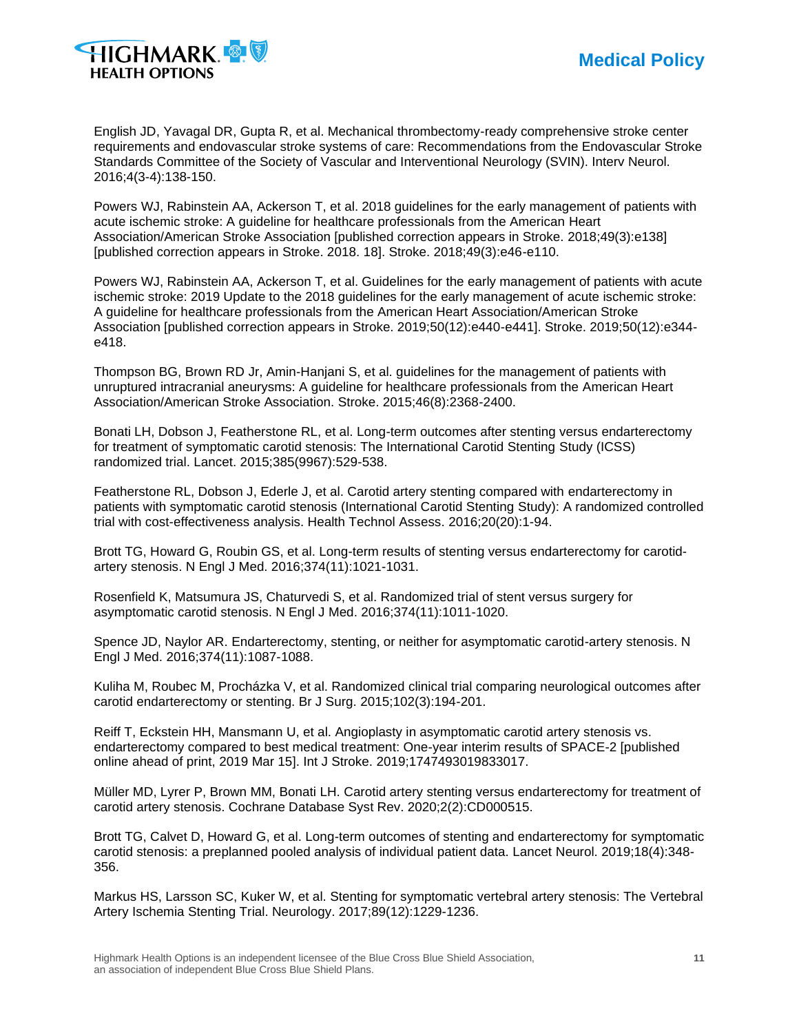English JD, Yavagal DR, Gupta R, et al. Mechanical thrombectomy-ready comprehensive stroke center requirements and endovascular stroke systems of care: Recommendations from the Endovascular Stroke Standards Committee of the Society of Vascular and Interventional Neurology (SVIN). Interv Neurol. 2016;4(3-4):138-150.

Powers WJ, Rabinstein AA, Ackerson T, et al. 2018 guidelines for the early management of patients with acute ischemic stroke: A guideline for healthcare professionals from the American Heart Association/American Stroke Association [published correction appears in Stroke. 2018;49(3):e138] [published correction appears in Stroke. 2018. 18]. Stroke. 2018;49(3):e46-e110.

Powers WJ, Rabinstein AA, Ackerson T, et al. Guidelines for the early management of patients with acute ischemic stroke: 2019 Update to the 2018 guidelines for the early management of acute ischemic stroke: A guideline for healthcare professionals from the American Heart Association/American Stroke Association [published correction appears in Stroke. 2019;50(12):e440-e441]. Stroke. 2019;50(12):e344-e418.

Thompson BG, Brown RD Jr, Amin-Hanjani S, et al. guidelines for the management of patients with unruptured intracranial aneurysms: A guideline for healthcare professionals from the American Heart Association/American Stroke Association. Stroke. 2015;46(8):2368-2400.

Bonati LH, Dobson J, Featherstone RL, et al. Long-term outcomes after stenting versus endarterectomy for treatment of symptomatic carotid stenosis: The International Carotid Stenting Study (ICSS) randomized trial. Lancet. 2015;385(9967):529-538.

Featherstone RL, Dobson J, Ederle J, et al. Carotid artery stenting compared with endarterectomy in patients with symptomatic carotid stenosis (International Carotid Stenting Study): A randomized controlled trial with cost-effectiveness analysis. Health Technol Assess. 2016;20(20):1-94.

Brott TG, Howard G, Roubin GS, et al. Long-term results of stenting versus endarterectomy for carotid-artery stenosis. N Engl J Med. 2016;374(11):1021-1031.

Rosenfield K, Matsumura JS, Chaturvedi S, et al. Randomized trial of stent versus surgery for asymptomatic carotid stenosis. N Engl J Med. 2016;374(11):1011-1020.

Spence JD, Naylor AR. Endarterectomy, stenting, or neither for asymptomatic carotid-artery stenosis. N Engl J Med. 2016;374(11):1087-1088.

Kuliha M, Roubec M, Procházka V, et al. Randomized clinical trial comparing neurological outcomes after carotid endarterectomy or stenting. Br J Surg. 2015;102(3):194-201.

Reiff T, Eckstein HH, Mansmann U, et al. Angioplasty in asymptomatic carotid artery stenosis vs. endarterectomy compared to best medical treatment: One-year interim results of SPACE-2 [published online ahead of print, 2019 Mar 15]. Int J Stroke. 2019;1747493019833017.

Müller MD, Lyrer P, Brown MM, Bonati LH. Carotid artery stenting versus endarterectomy for treatment of carotid artery stenosis. Cochrane Database Syst Rev. 2020;2(2):CD000515.

Brott TG, Calvet D, Howard G, et al. Long-term outcomes of stenting and endarterectomy for symptomatic carotid stenosis: a preplanned pooled analysis of individual patient data. Lancet Neurol. 2019;18(4):348-356.

Markus HS, Larsson SC, Kuker W, et al. Stenting for symptomatic vertebral artery stenosis: The Vertebral Artery Ischemia Stenting Trial. Neurology. 2017;89(12):1229-1236.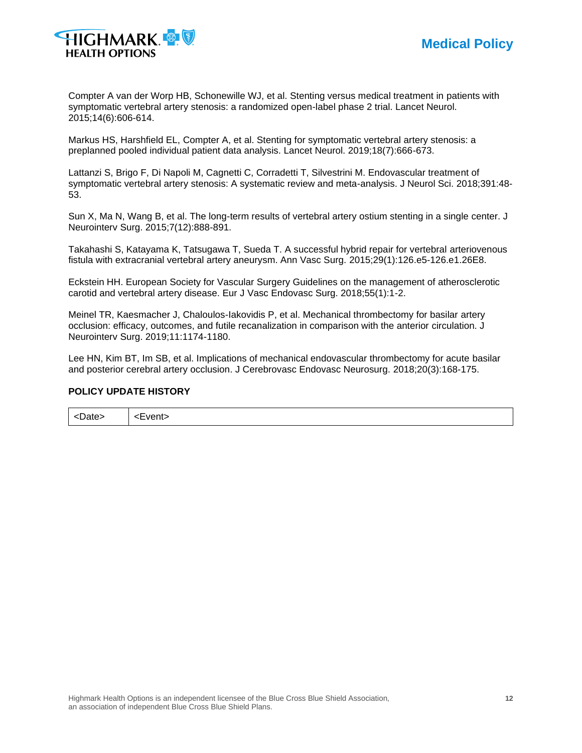Compter A van der Worp HB, Schonewille WJ, et al. Stenting versus medical treatment in patients with symptomatic vertebral artery stenosis: a randomized open-label phase 2 trial. Lancet Neurol. 2015;14(6):606-614.

Markus HS, Harshfield EL, Compter A, et al. Stenting for symptomatic vertebral artery stenosis: a preplanned pooled individual patient data analysis. Lancet Neurol. 2019;18(7):666-673.

Lattanzi S, Brigo F, Di Napoli M, Cagnetti C, Corradetti T, Silvestrini M. Endovascular treatment of symptomatic vertebral artery stenosis: A systematic review and meta-analysis. J Neurol Sci. 2018;391:48-53.

Sun X, Ma N, Wang B, et al. The long-term results of vertebral artery ostium stenting in a single center. J Neurointerv Surg. 2015;7(12):888-891.

Takahashi S, Katayama K, Tatsugawa T, Sueda T. A successful hybrid repair for vertebral arteriovenous fistula with extracranial vertebral artery aneurysm. Ann Vasc Surg. 2015;29(1):126.e5-126.e1.26E8.

Eckstein HH. European Society for Vascular Surgery Guidelines on the management of atherosclerotic carotid and vertebral artery disease. Eur J Vasc Endovasc Surg. 2018;55(1):1-2.

Meinel TR, Kaesmacher J, Chaloulos-Iakovidis P, et al. Mechanical thrombectomy for basilar artery occlusion: efficacy, outcomes, and futile recanalization in comparison with the anterior circulation. J Neurointerv Surg. 2019;11:1174-1180.

Lee HN, Kim BT, Im SB, et al. Implications of mechanical endovascular thrombectomy for acute basilar and posterior cerebral artery occlusion. J Cerebrovasc Endovasc Neurosurg. 2018;20(3):168-175.

**POLICY UPDATE HISTORY**

| | |
|---|---|
| <Date> | <Event> |